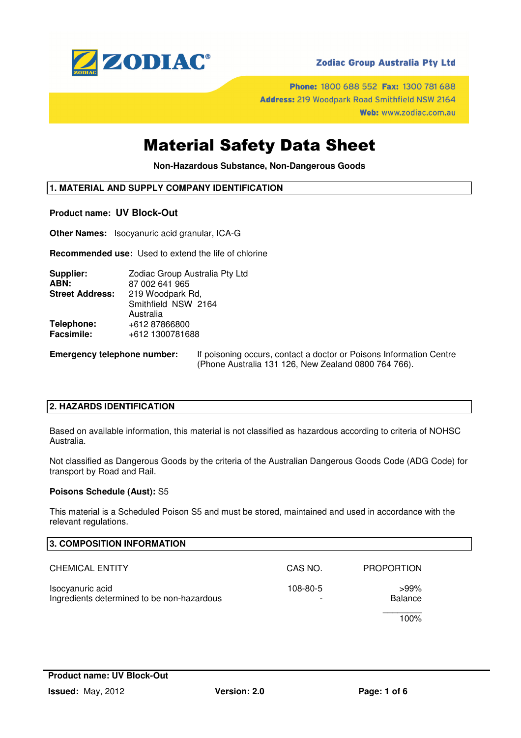ZODIAC®

**Zodiac Group Australia Pty Ltd**

**Phone:** 1800 688 552 **Fax:** 1300 781 688
**Address:** 219 Woodpark Road Smithfield NSW 2164
**Web:** www.zodiac.com.au

# Material Safety Data Sheet

**Non-Hazardous Substance, Non-Dangerous Goods**

## 1. MATERIAL AND SUPPLY COMPANY IDENTIFICATION

**Product name:** **UV Block-Out**

**Other Names:** Isocyanuric acid granular, ICA-G

**Recommended use:** Used to extend the life of chlorine

**Supplier:** Zodiac Group Australia Pty Ltd
**ABN:** 87 002 641 965
**Street Address:** 219 Woodpark Rd,
Smithfield NSW 2164
Australia
**Telephone:** +612 87866800
**Facsimile:** +612 1300781688

**Emergency telephone number:** If poisoning occurs, contact a doctor or Poisons Information Centre (Phone Australia 131 126, New Zealand 0800 764 766).

## 2. HAZARDS IDENTIFICATION

Based on available information, this material is not classified as hazardous according to criteria of NOHSC Australia.

Not classified as Dangerous Goods by the criteria of the Australian Dangerous Goods Code (ADG Code) for transport by Road and Rail.

**Poisons Schedule (Aust):** S5

This material is a Scheduled Poison S5 and must be stored, maintained and used in accordance with the relevant regulations.

## 3. COMPOSITION INFORMATION

| CHEMICAL ENTITY | CAS NO. | PROPORTION |
|---|---|---|
| Isocyanuric acid | 108-80-5 | >99% |
| Ingredients determined to be non-hazardous | - | Balance |
| | | 100% |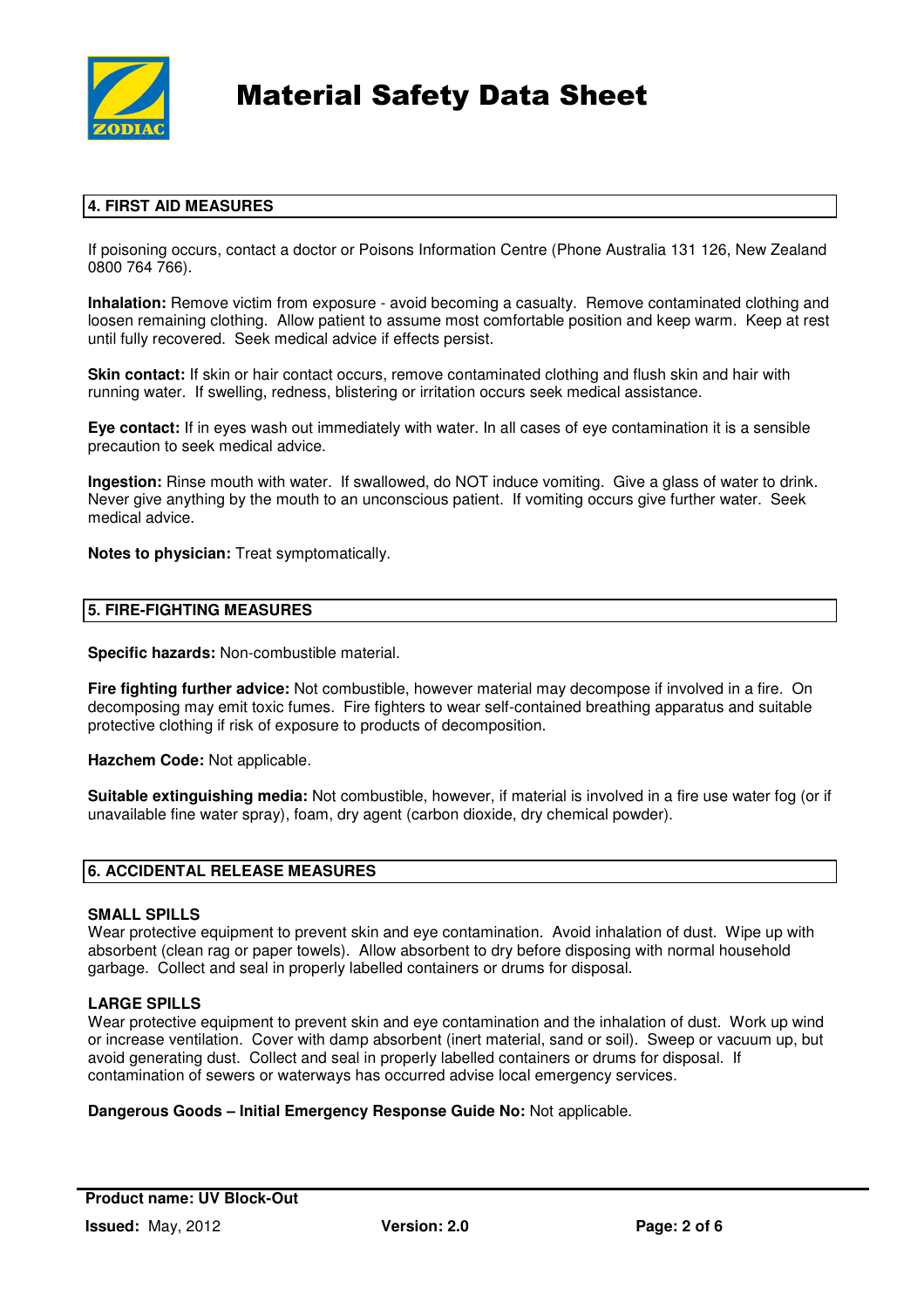## 4. FIRST AID MEASURES

If poisoning occurs, contact a doctor or Poisons Information Centre (Phone Australia 131 126, New Zealand 0800 764 766).

**Inhalation:** Remove victim from exposure - avoid becoming a casualty. Remove contaminated clothing and loosen remaining clothing. Allow patient to assume most comfortable position and keep warm. Keep at rest until fully recovered. Seek medical advice if effects persist.

**Skin contact:** If skin or hair contact occurs, remove contaminated clothing and flush skin and hair with running water. If swelling, redness, blistering or irritation occurs seek medical assistance.

**Eye contact:** If in eyes wash out immediately with water. In all cases of eye contamination it is a sensible precaution to seek medical advice.

**Ingestion:** Rinse mouth with water. If swallowed, do NOT induce vomiting. Give a glass of water to drink. Never give anything by the mouth to an unconscious patient. If vomiting occurs give further water. Seek medical advice.

**Notes to physician:** Treat symptomatically.

## 5. FIRE-FIGHTING MEASURES

**Specific hazards:** Non-combustible material.

**Fire fighting further advice:** Not combustible, however material may decompose if involved in a fire. On decomposing may emit toxic fumes. Fire fighters to wear self-contained breathing apparatus and suitable protective clothing if risk of exposure to products of decomposition.

**Hazchem Code:** Not applicable.

**Suitable extinguishing media:** Not combustible, however, if material is involved in a fire use water fog (or if unavailable fine water spray), foam, dry agent (carbon dioxide, dry chemical powder).

## 6. ACCIDENTAL RELEASE MEASURES

### SMALL SPILLS

Wear protective equipment to prevent skin and eye contamination. Avoid inhalation of dust. Wipe up with absorbent (clean rag or paper towels). Allow absorbent to dry before disposing with normal household garbage. Collect and seal in properly labelled containers or drums for disposal.

### LARGE SPILLS

Wear protective equipment to prevent skin and eye contamination and the inhalation of dust. Work up wind or increase ventilation. Cover with damp absorbent (inert material, sand or soil). Sweep or vacuum up, but avoid generating dust. Collect and seal in properly labelled containers or drums for disposal. If contamination of sewers or waterways has occurred advise local emergency services.

**Dangerous Goods – Initial Emergency Response Guide No:** Not applicable.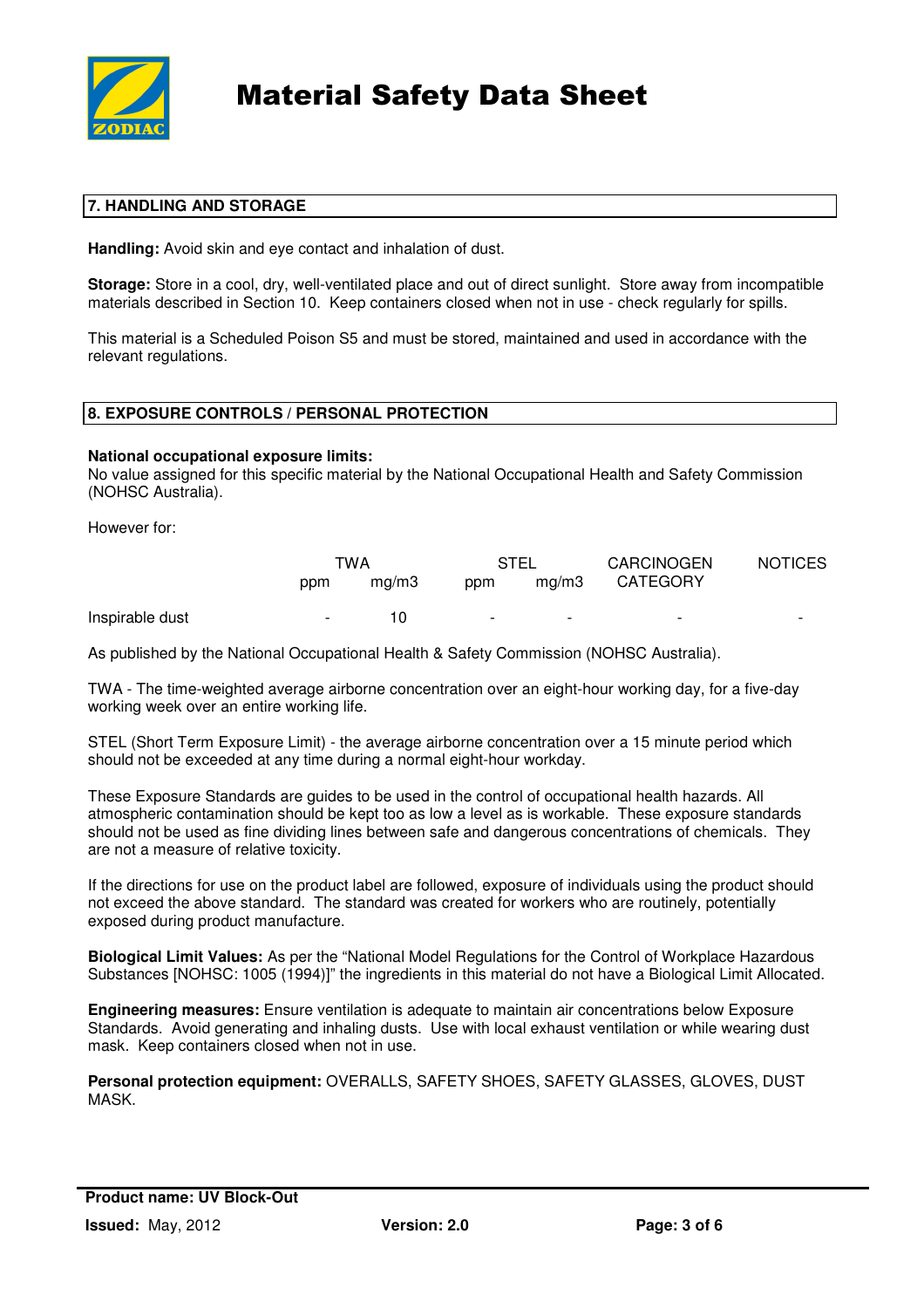## 7. HANDLING AND STORAGE

**Handling:** Avoid skin and eye contact and inhalation of dust.

**Storage:** Store in a cool, dry, well-ventilated place and out of direct sunlight. Store away from incompatible materials described in Section 10. Keep containers closed when not in use - check regularly for spills.

This material is a Scheduled Poison S5 and must be stored, maintained and used in accordance with the relevant regulations.

## 8. EXPOSURE CONTROLS / PERSONAL PROTECTION

**National occupational exposure limits:**
No value assigned for this specific material by the National Occupational Health and Safety Commission (NOHSC Australia).

However for:

| | TWA | | STEL | | CARCINOGEN | NOTICES |
|---|---|---|---|---|---|---|
| | ppm | mg/m3 | ppm | mg/m3 | CATEGORY | |
| Inspirable dust | - | 10 | - | - | - | - |

As published by the National Occupational Health & Safety Commission (NOHSC Australia).

TWA - The time-weighted average airborne concentration over an eight-hour working day, for a five-day working week over an entire working life.

STEL (Short Term Exposure Limit) - the average airborne concentration over a 15 minute period which should not be exceeded at any time during a normal eight-hour workday.

These Exposure Standards are guides to be used in the control of occupational health hazards. All atmospheric contamination should be kept too as low a level as is workable. These exposure standards should not be used as fine dividing lines between safe and dangerous concentrations of chemicals. They are not a measure of relative toxicity.

If the directions for use on the product label are followed, exposure of individuals using the product should not exceed the above standard. The standard was created for workers who are routinely, potentially exposed during product manufacture.

**Biological Limit Values:** As per the "National Model Regulations for the Control of Workplace Hazardous Substances [NOHSC: 1005 (1994)]" the ingredients in this material do not have a Biological Limit Allocated.

**Engineering measures:** Ensure ventilation is adequate to maintain air concentrations below Exposure Standards. Avoid generating and inhaling dusts. Use with local exhaust ventilation or while wearing dust mask. Keep containers closed when not in use.

**Personal protection equipment:** OVERALLS, SAFETY SHOES, SAFETY GLASSES, GLOVES, DUST MASK.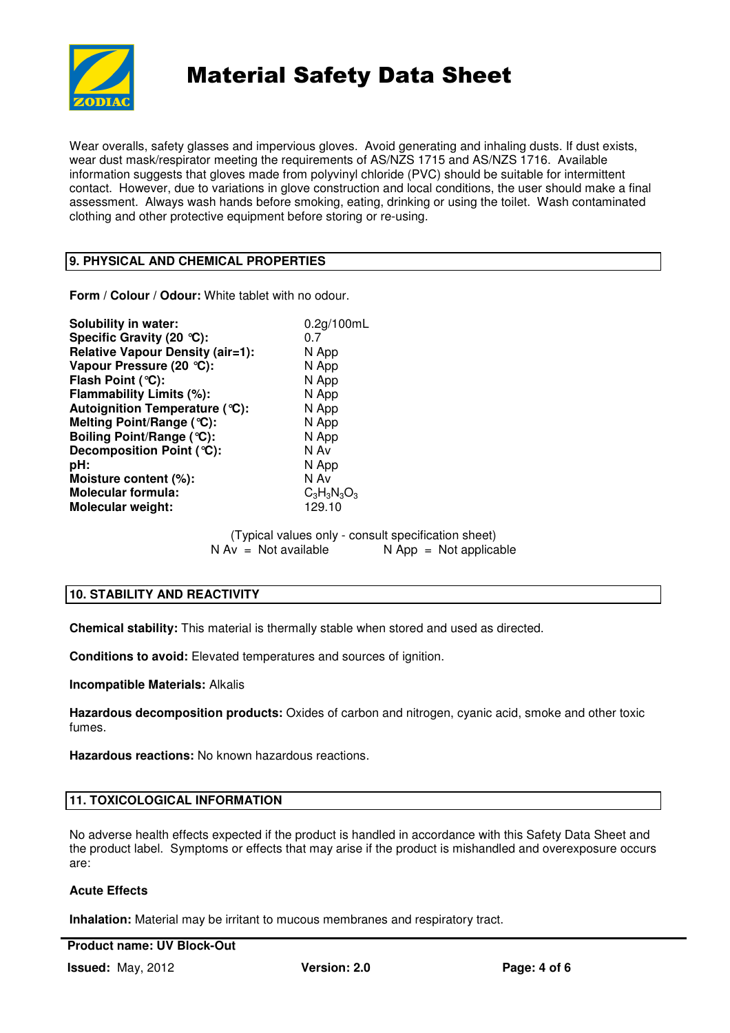Wear overalls, safety glasses and impervious gloves. Avoid generating and inhaling dusts. If dust exists, wear dust mask/respirator meeting the requirements of AS/NZS 1715 and AS/NZS 1716. Available information suggests that gloves made from polyvinyl chloride (PVC) should be suitable for intermittent contact. However, due to variations in glove construction and local conditions, the user should make a final assessment. Always wash hands before smoking, eating, drinking or using the toilet. Wash contaminated clothing and other protective equipment before storing or re-using.

## 9. PHYSICAL AND CHEMICAL PROPERTIES

**Form** / **Colour** / **Odour:** White tablet with no odour.

| | |
|---|---|
| **Solubility in water:** | 0.2g/100mL |
| **Specific Gravity (20 °C):** | 0.7 |
| **Relative Vapour Density (air=1):** | N App |
| **Vapour Pressure (20 °C):** | N App |
| **Flash Point (°C):** | N App |
| **Flammability Limits (%):** | N App |
| **Autoignition Temperature (°C):** | N App |
| **Melting Point/Range (°C):** | N App |
| **Boiling Point/Range (°C):** | N App |
| **Decomposition Point (°C):** | N Av |
| **pH:** | N App |
| **Moisture content (%):** | N Av |
| **Molecular formula:** | $C_3H_3N_3O_3$ |
| **Molecular weight:** | 129.10 |

(Typical values only - consult specification sheet)
N Av = Not available N App = Not applicable

## 10. STABILITY AND REACTIVITY

**Chemical stability:** This material is thermally stable when stored and used as directed.

**Conditions to avoid:** Elevated temperatures and sources of ignition.

**Incompatible Materials:** Alkalis

**Hazardous decomposition products:** Oxides of carbon and nitrogen, cyanic acid, smoke and other toxic fumes.

**Hazardous reactions:** No known hazardous reactions.

## 11. TOXICOLOGICAL INFORMATION

No adverse health effects expected if the product is handled in accordance with this Safety Data Sheet and the product label. Symptoms or effects that may arise if the product is mishandled and overexposure occurs are:

**Acute Effects**

**Inhalation:** Material may be irritant to mucous membranes and respiratory tract.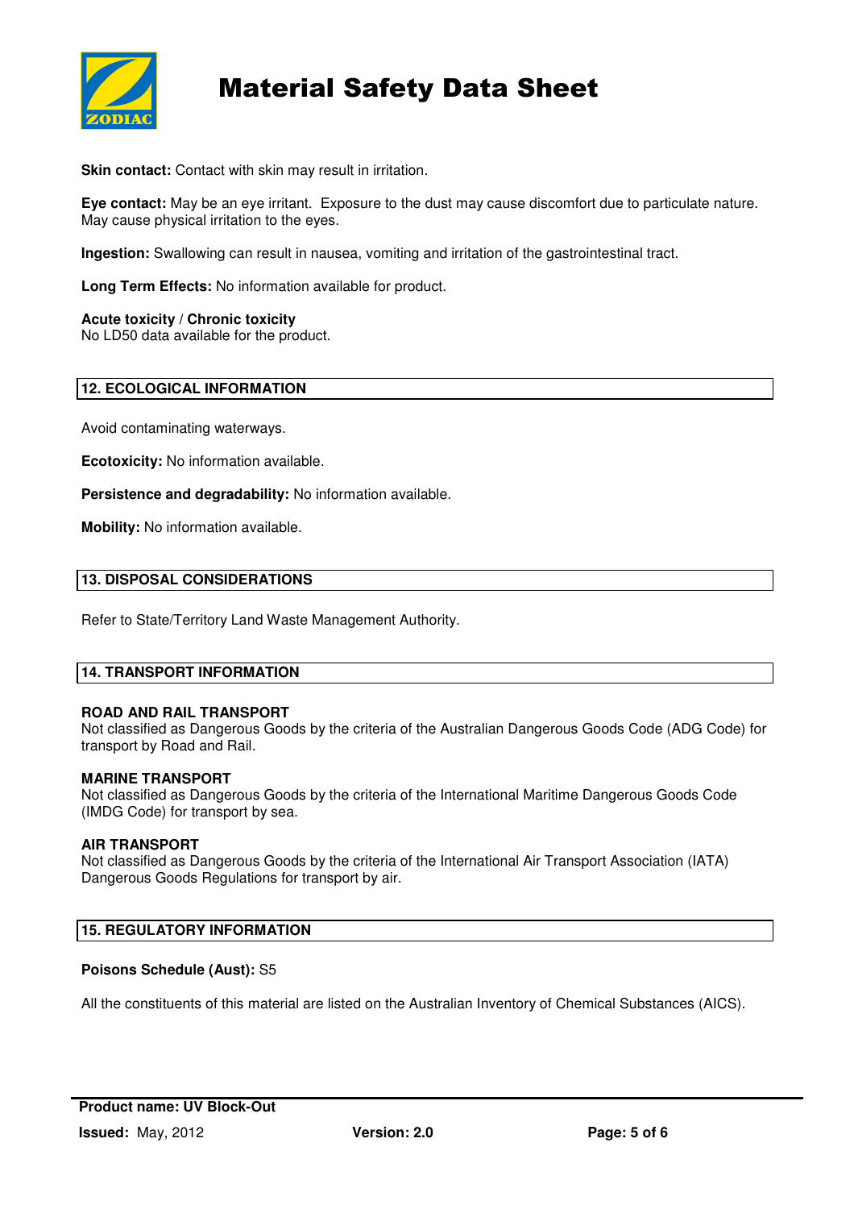**Skin contact:** Contact with skin may result in irritation.

**Eye contact:** May be an eye irritant. Exposure to the dust may cause discomfort due to particulate nature. May cause physical irritation to the eyes.

**Ingestion:** Swallowing can result in nausea, vomiting and irritation of the gastrointestinal tract.

**Long Term Effects:** No information available for product.

**Acute toxicity / Chronic toxicity**
No LD50 data available for the product.

## 12. ECOLOGICAL INFORMATION

Avoid contaminating waterways.

**Ecotoxicity:** No information available.

**Persistence and degradability:** No information available.

**Mobility:** No information available.

## 13. DISPOSAL CONSIDERATIONS

Refer to State/Territory Land Waste Management Authority.

## 14. TRANSPORT INFORMATION

**ROAD AND RAIL TRANSPORT**
Not classified as Dangerous Goods by the criteria of the Australian Dangerous Goods Code (ADG Code) for transport by Road and Rail.

**MARINE TRANSPORT**
Not classified as Dangerous Goods by the criteria of the International Maritime Dangerous Goods Code (IMDG Code) for transport by sea.

**AIR TRANSPORT**
Not classified as Dangerous Goods by the criteria of the International Air Transport Association (IATA) Dangerous Goods Regulations for transport by air.

## 15. REGULATORY INFORMATION

**Poisons Schedule (Aust):** S5

All the constituents of this material are listed on the Australian Inventory of Chemical Substances (AICS).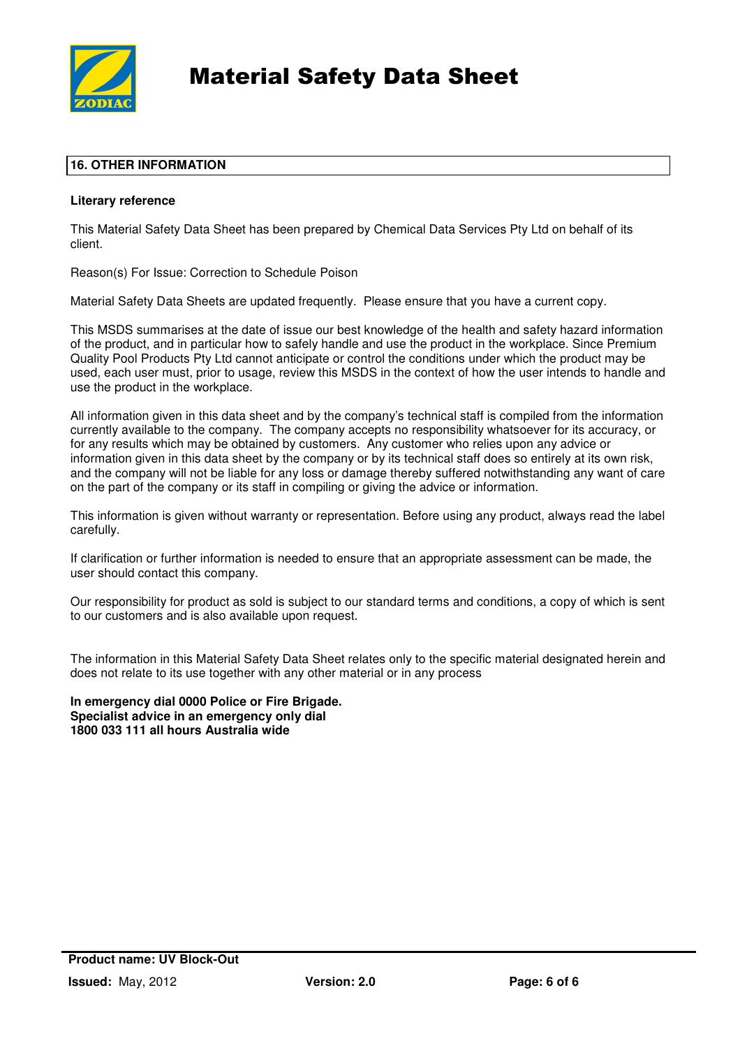## 16. OTHER INFORMATION

**Literary reference**

This Material Safety Data Sheet has been prepared by Chemical Data Services Pty Ltd on behalf of its client.

Reason(s) For Issue: Correction to Schedule Poison

Material Safety Data Sheets are updated frequently. Please ensure that you have a current copy.

This MSDS summarises at the date of issue our best knowledge of the health and safety hazard information of the product, and in particular how to safely handle and use the product in the workplace. Since Premium Quality Pool Products Pty Ltd cannot anticipate or control the conditions under which the product may be used, each user must, prior to usage, review this MSDS in the context of how the user intends to handle and use the product in the workplace.

All information given in this data sheet and by the company's technical staff is compiled from the information currently available to the company. The company accepts no responsibility whatsoever for its accuracy, or for any results which may be obtained by customers. Any customer who relies upon any advice or information given in this data sheet by the company or by its technical staff does so entirely at its own risk, and the company will not be liable for any loss or damage thereby suffered notwithstanding any want of care on the part of the company or its staff in compiling or giving the advice or information.

This information is given without warranty or representation. Before using any product, always read the label carefully.

If clarification or further information is needed to ensure that an appropriate assessment can be made, the user should contact this company.

Our responsibility for product as sold is subject to our standard terms and conditions, a copy of which is sent to our customers and is also available upon request.

The information in this Material Safety Data Sheet relates only to the specific material designated herein and does not relate to its use together with any other material or in any process

**In emergency dial 0000 Police or Fire Brigade.**
**Specialist advice in an emergency only dial**
**1800 033 111 all hours Australia wide**